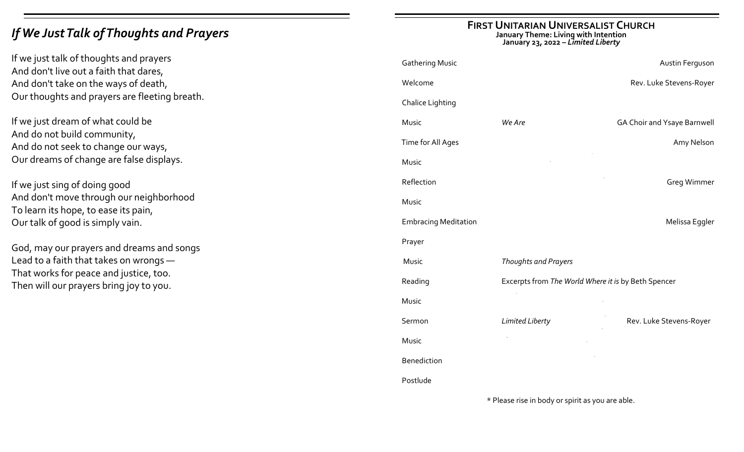# *If We Just Talk of Thoughts and Prayers*

If we just talk of thoughts and prayers
And don't live out a faith that dares,
And don't take on the ways of death,
Our thoughts and prayers are fleeting breath.

If we just dream of what could be
And do not build community,
And do not seek to change our ways,
Our dreams of change are false displays.

If we just sing of doing good
And don't move through our neighborhood
To learn its hope, to ease its pain,
Our talk of good is simply vain.

God, may our prayers and dreams and songs
Lead to a faith that takes on wrongs —
That works for peace and justice, too.
Then will our prayers bring joy to you.

## FIRST UNITARIAN UNIVERSALIST CHURCH

**January Theme: Living with Intention**
**January 23, 2022 – *Limited Liberty***

| | | |
|---|---|---|
| Gathering Music | | Austin Ferguson |
| Welcome | | Rev. Luke Stevens-Royer |
| Chalice Lighting | | |
| Music | *We Are* | GA Choir and Ysaye Barnwell |
| Time for All Ages | | Amy Nelson |
| Music | | |
| Reflection | | Greg Wimmer |
| Music | | |
| Embracing Meditation | | Melissa Eggler |
| Prayer | | |
| Music | *Thoughts and Prayers* | |
| Reading | Excerpts from *The World Where it is* by Beth Spencer | |
| Music | | |
| Sermon | *Limited Liberty* | Rev. Luke Stevens-Royer |
| Music | | |
| Benediction | | |
| Postlude | | |

\* Please rise in body or spirit as you are able.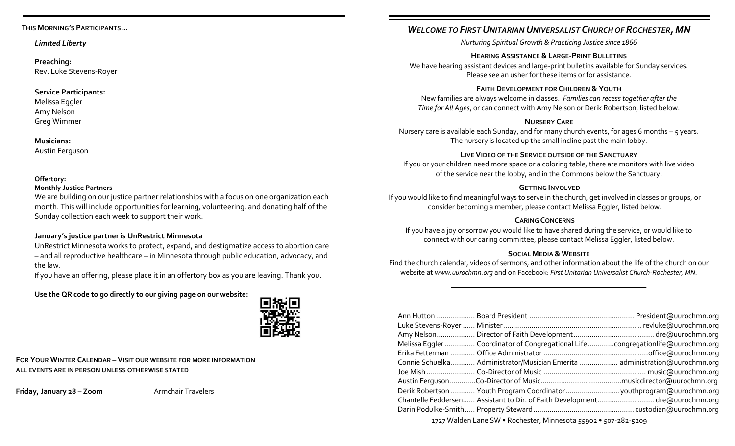**THIS MORNING'S PARTICIPANTS…**

*Limited Liberty*

**Preaching:**
Rev. Luke Stevens-Royer

**Service Participants:**
Melissa Eggler
Amy Nelson
Greg Wimmer

**Musicians:**
Austin Ferguson

**Offertory:**
**Monthly Justice Partners**

We are building on our justice partner relationships with a focus on one organization each month. This will include opportunities for learning, volunteering, and donating half of the Sunday collection each week to support their work.

**January's justice partner is UnRestrict Minnesota**

UnRestrict Minnesota works to protect, expand, and destigmatize access to abortion care – and all reproductive healthcare – in Minnesota through public education, advocacy, and the law.

If you have an offering, please place it in an offertory box as you are leaving. Thank you.

**Use the QR code to go directly to our giving page on our website:**

**FOR YOUR WINTER CALENDAR – VISIT OUR WEBSITE FOR MORE INFORMATION**
**ALL EVENTS ARE IN PERSON UNLESS OTHERWISE STATED**

**Friday, January 28 – Zoom** Armchair Travelers

## *WELCOME TO FIRST UNITARIAN UNIVERSALIST CHURCH OF ROCHESTER, MN*

*Nurturing Spiritual Growth & Practicing Justice since 1866*

**HEARING ASSISTANCE & LARGE-PRINT BULLETINS**

We have hearing assistant devices and large-print bulletins available for Sunday services. Please see an usher for these items or for assistance.

**FAITH DEVELOPMENT FOR CHILDREN & YOUTH**

New families are always welcome in classes. *Families can recess together after the Time for All Ages*, or can connect with Amy Nelson or Derik Robertson, listed below.

**NURSERY CARE**

Nursery care is available each Sunday, and for many church events, for ages 6 months – 5 years. The nursery is located up the small incline past the main lobby.

**LIVE VIDEO OF THE SERVICE OUTSIDE OF THE SANCTUARY**

If you or your children need more space or a coloring table, there are monitors with live video of the service near the lobby, and in the Commons below the Sanctuary.

**GETTING INVOLVED**

If you would like to find meaningful ways to serve in the church, get involved in classes or groups, or consider becoming a member, please contact Melissa Eggler, listed below.

**CARING CONCERNS**

If you have a joy or sorrow you would like to have shared during the service, or would like to connect with our caring committee, please contact Melissa Eggler, listed below.

**SOCIAL MEDIA & WEBSITE**

Find the church calendar, videos of sermons, and other information about the life of the church on our website at *www.uurochmn.org* and on Facebook: *First Unitarian Universalist Church-Rochester, MN.*

| | | |
|---|---|---|
| Ann Hutton | Board President | President@uurochmn.org |
| Luke Stevens-Royer | Minister | revluke@uurochmn.org |
| Amy Nelson | Director of Faith Development | dre@uurochmn.org |
| Melissa Eggler | Coordinator of Congregational Life | congregationlife@uurochmn.org |
| Erika Fetterman | Office Administrator | office@uurochmn.org |
| Connie Schuelka | Administrator/Musician Emerita | administration@uurochmn.org |
| Joe Mish | Co-Director of Music | music@uurochmn.org |
| Austin Ferguson | Co-Director of Music | musicdirector@uurochmn.org |
| Derik Robertson | Youth Program Coordinator | youthprogram@uurochmn.org |
| Chantelle Feddersen | Assistant to Dir. of Faith Development | dre@uurochmn.org |
| Darin Podulke-Smith | Property Steward | custodian@uurochmn.org |

1727 Walden Lane SW • Rochester, Minnesota 55902 • 507-282-5209